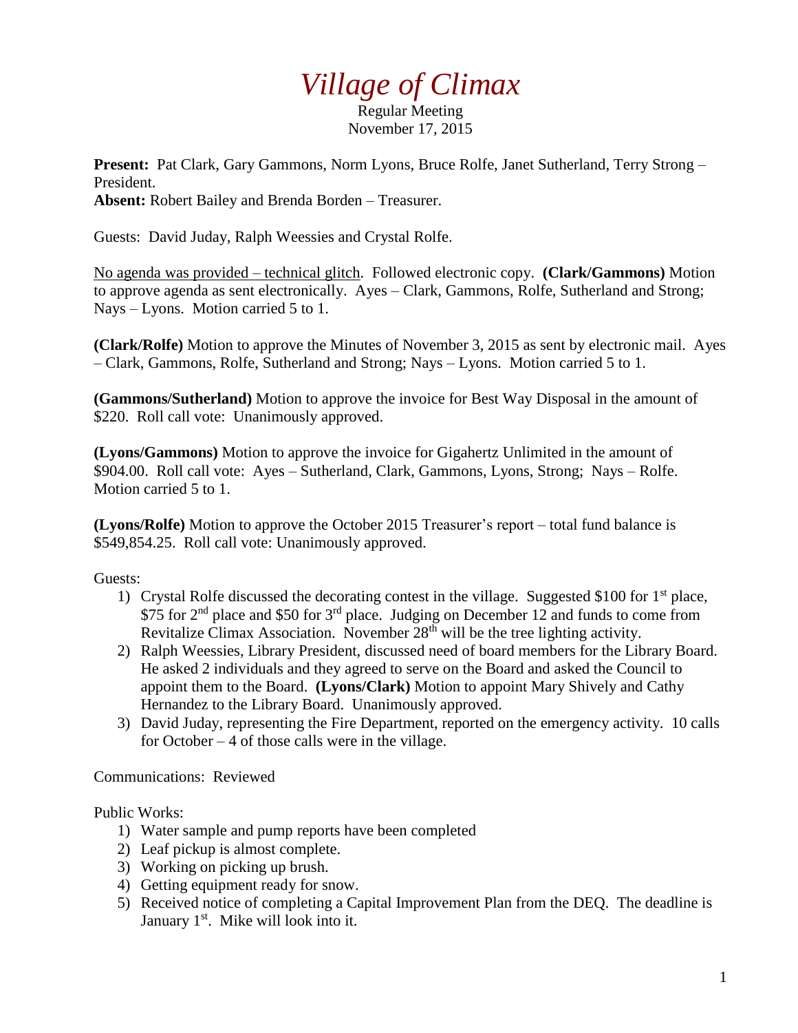# *Village of Climax*

Regular Meeting
November 17, 2015

**Present:** Pat Clark, Gary Gammons, Norm Lyons, Bruce Rolfe, Janet Sutherland, Terry Strong – President.
**Absent:** Robert Bailey and Brenda Borden – Treasurer.

Guests: David Juday, Ralph Weessies and Crystal Rolfe.

No agenda was provided – technical glitch. Followed electronic copy. **(Clark/Gammons)** Motion to approve agenda as sent electronically. Ayes – Clark, Gammons, Rolfe, Sutherland and Strong; Nays – Lyons. Motion carried 5 to 1.

**(Clark/Rolfe)** Motion to approve the Minutes of November 3, 2015 as sent by electronic mail. Ayes – Clark, Gammons, Rolfe, Sutherland and Strong; Nays – Lyons. Motion carried 5 to 1.

**(Gammons/Sutherland)** Motion to approve the invoice for Best Way Disposal in the amount of $220. Roll call vote: Unanimously approved.

**(Lyons/Gammons)** Motion to approve the invoice for Gigahertz Unlimited in the amount of $904.00. Roll call vote: Ayes – Sutherland, Clark, Gammons, Lyons, Strong; Nays – Rolfe. Motion carried 5 to 1.

**(Lyons/Rolfe)** Motion to approve the October 2015 Treasurer's report – total fund balance is $549,854.25. Roll call vote: Unanimously approved.

Guests:

1) Crystal Rolfe discussed the decorating contest in the village. Suggested $100 for 1st place, $75 for 2nd place and $50 for 3rd place. Judging on December 12 and funds to come from Revitalize Climax Association. November 28th will be the tree lighting activity.
2) Ralph Weessies, Library President, discussed need of board members for the Library Board. He asked 2 individuals and they agreed to serve on the Board and asked the Council to appoint them to the Board. **(Lyons/Clark)** Motion to appoint Mary Shively and Cathy Hernandez to the Library Board. Unanimously approved.
3) David Juday, representing the Fire Department, reported on the emergency activity. 10 calls for October – 4 of those calls were in the village.

Communications: Reviewed

Public Works:

1) Water sample and pump reports have been completed
2) Leaf pickup is almost complete.
3) Working on picking up brush.
4) Getting equipment ready for snow.
5) Received notice of completing a Capital Improvement Plan from the DEQ. The deadline is January 1st. Mike will look into it.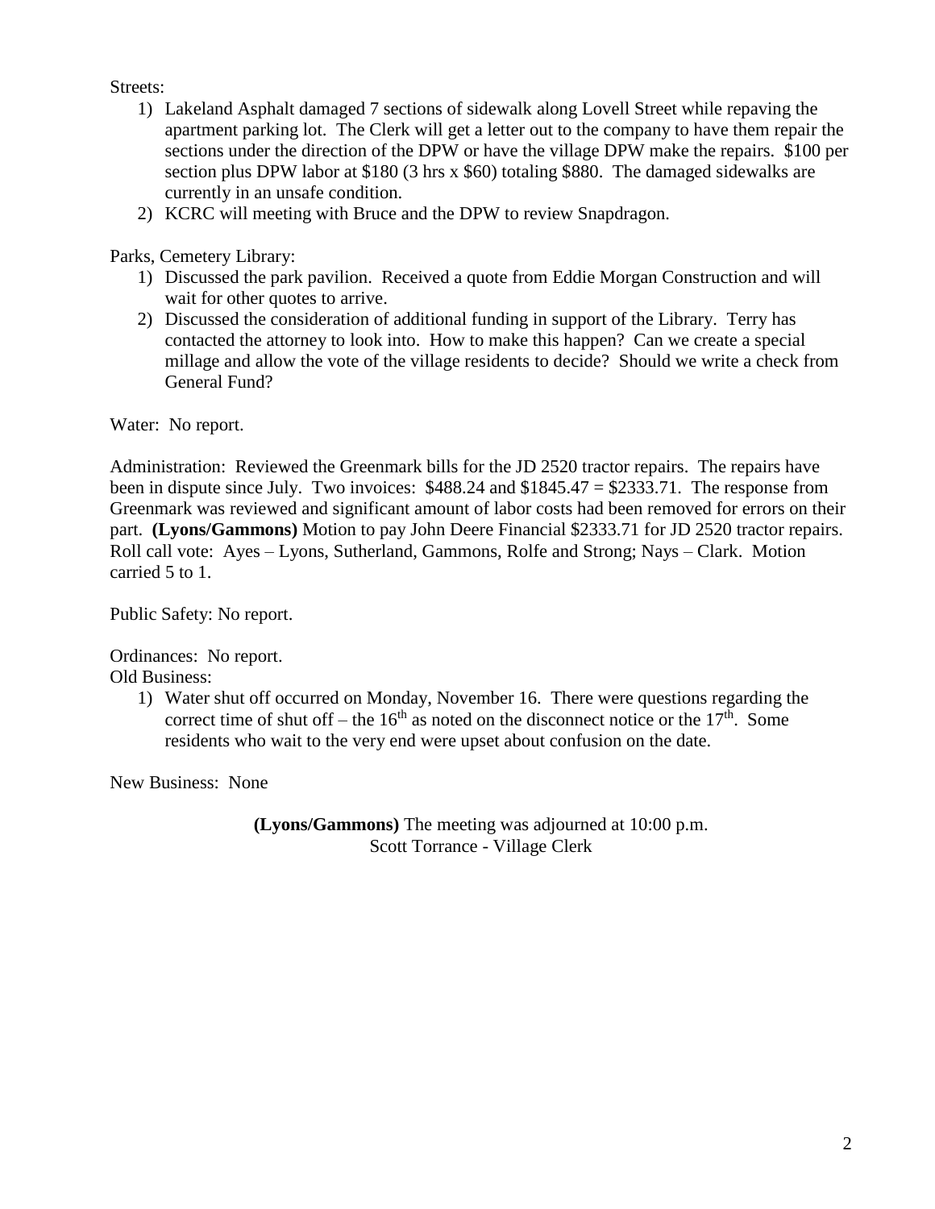Streets:

1) Lakeland Asphalt damaged 7 sections of sidewalk along Lovell Street while repaving the apartment parking lot. The Clerk will get a letter out to the company to have them repair the sections under the direction of the DPW or have the village DPW make the repairs. $100 per section plus DPW labor at $180 (3 hrs x $60) totaling $880. The damaged sidewalks are currently in an unsafe condition.
2) KCRC will meeting with Bruce and the DPW to review Snapdragon.

Parks, Cemetery Library:

1) Discussed the park pavilion. Received a quote from Eddie Morgan Construction and will wait for other quotes to arrive.
2) Discussed the consideration of additional funding in support of the Library. Terry has contacted the attorney to look into. How to make this happen? Can we create a special millage and allow the vote of the village residents to decide? Should we write a check from General Fund?

Water: No report.

Administration: Reviewed the Greenmark bills for the JD 2520 tractor repairs. The repairs have been in dispute since July. Two invoices: $488.24 and $1845.47 = $2333.71. The response from Greenmark was reviewed and significant amount of labor costs had been removed for errors on their part. **(Lyons/Gammons)** Motion to pay John Deere Financial $2333.71 for JD 2520 tractor repairs. Roll call vote: Ayes – Lyons, Sutherland, Gammons, Rolfe and Strong; Nays – Clark. Motion carried 5 to 1.

Public Safety: No report.

Ordinances: No report.

Old Business:

1) Water shut off occurred on Monday, November 16. There were questions regarding the correct time of shut off – the 16th as noted on the disconnect notice or the 17th. Some residents who wait to the very end were upset about confusion on the date.

New Business: None

**(Lyons/Gammons)** The meeting was adjourned at 10:00 p.m.

Scott Torrance - Village Clerk